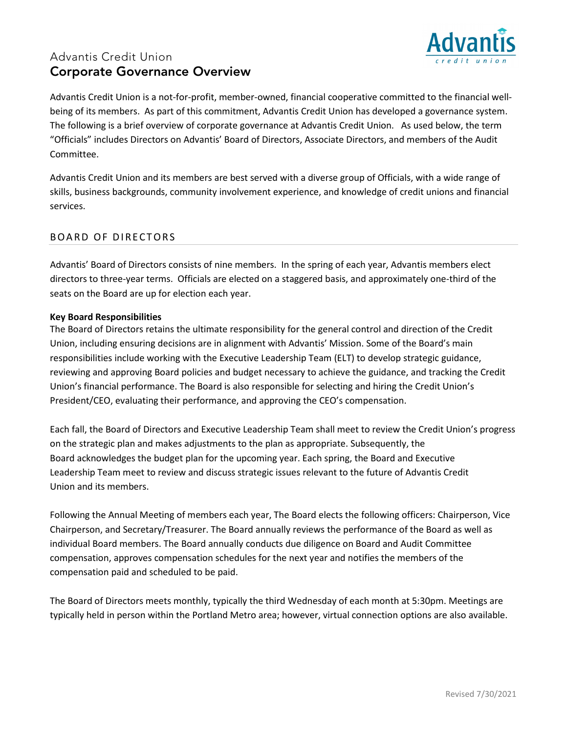Advantis Credit Union

# Corporate Governance Overview

Advantis Credit Union is a not-for-profit, member-owned, financial cooperative committed to the financial well-being of its members. As part of this commitment, Advantis Credit Union has developed a governance system. The following is a brief overview of corporate governance at Advantis Credit Union. As used below, the term "Officials" includes Directors on Advantis' Board of Directors, Associate Directors, and members of the Audit Committee.

Advantis Credit Union and its members are best served with a diverse group of Officials, with a wide range of skills, business backgrounds, community involvement experience, and knowledge of credit unions and financial services.

## BOARD OF DIRECTORS

Advantis' Board of Directors consists of nine members. In the spring of each year, Advantis members elect directors to three-year terms. Officials are elected on a staggered basis, and approximately one-third of the seats on the Board are up for election each year.

**Key Board Responsibilities**

The Board of Directors retains the ultimate responsibility for the general control and direction of the Credit Union, including ensuring decisions are in alignment with Advantis' Mission. Some of the Board's main responsibilities include working with the Executive Leadership Team (ELT) to develop strategic guidance, reviewing and approving Board policies and budget necessary to achieve the guidance, and tracking the Credit Union's financial performance. The Board is also responsible for selecting and hiring the Credit Union's President/CEO, evaluating their performance, and approving the CEO's compensation.

Each fall, the Board of Directors and Executive Leadership Team shall meet to review the Credit Union's progress on the strategic plan and makes adjustments to the plan as appropriate. Subsequently, the Board acknowledges the budget plan for the upcoming year. Each spring, the Board and Executive Leadership Team meet to review and discuss strategic issues relevant to the future of Advantis Credit Union and its members.

Following the Annual Meeting of members each year, The Board elects the following officers: Chairperson, Vice Chairperson, and Secretary/Treasurer. The Board annually reviews the performance of the Board as well as individual Board members. The Board annually conducts due diligence on Board and Audit Committee compensation, approves compensation schedules for the next year and notifies the members of the compensation paid and scheduled to be paid.

The Board of Directors meets monthly, typically the third Wednesday of each month at 5:30pm. Meetings are typically held in person within the Portland Metro area; however, virtual connection options are also available.

Revised 7/30/2021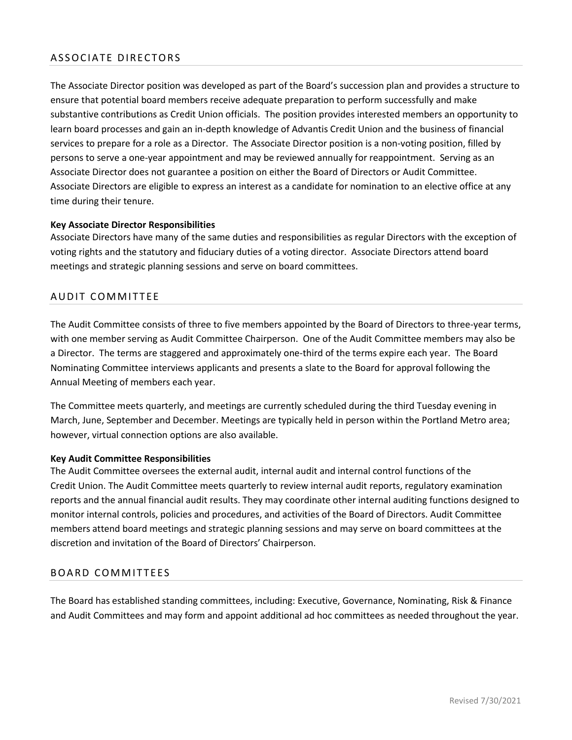## ASSOCIATE DIRECTORS

The Associate Director position was developed as part of the Board's succession plan and provides a structure to ensure that potential board members receive adequate preparation to perform successfully and make substantive contributions as Credit Union officials. The position provides interested members an opportunity to learn board processes and gain an in-depth knowledge of Advantis Credit Union and the business of financial services to prepare for a role as a Director. The Associate Director position is a non-voting position, filled by persons to serve a one-year appointment and may be reviewed annually for reappointment. Serving as an Associate Director does not guarantee a position on either the Board of Directors or Audit Committee. Associate Directors are eligible to express an interest as a candidate for nomination to an elective office at any time during their tenure.

**Key Associate Director Responsibilities**
Associate Directors have many of the same duties and responsibilities as regular Directors with the exception of voting rights and the statutory and fiduciary duties of a voting director. Associate Directors attend board meetings and strategic planning sessions and serve on board committees.

## AUDIT COMMITTEE

The Audit Committee consists of three to five members appointed by the Board of Directors to three-year terms, with one member serving as Audit Committee Chairperson. One of the Audit Committee members may also be a Director. The terms are staggered and approximately one-third of the terms expire each year. The Board Nominating Committee interviews applicants and presents a slate to the Board for approval following the Annual Meeting of members each year.

The Committee meets quarterly, and meetings are currently scheduled during the third Tuesday evening in March, June, September and December. Meetings are typically held in person within the Portland Metro area; however, virtual connection options are also available.

**Key Audit Committee Responsibilities**
The Audit Committee oversees the external audit, internal audit and internal control functions of the Credit Union. The Audit Committee meets quarterly to review internal audit reports, regulatory examination reports and the annual financial audit results. They may coordinate other internal auditing functions designed to monitor internal controls, policies and procedures, and activities of the Board of Directors. Audit Committee members attend board meetings and strategic planning sessions and may serve on board committees at the discretion and invitation of the Board of Directors' Chairperson.

## BOARD COMMITTEES

The Board has established standing committees, including: Executive, Governance, Nominating, Risk & Finance and Audit Committees and may form and appoint additional ad hoc committees as needed throughout the year.

Revised 7/30/2021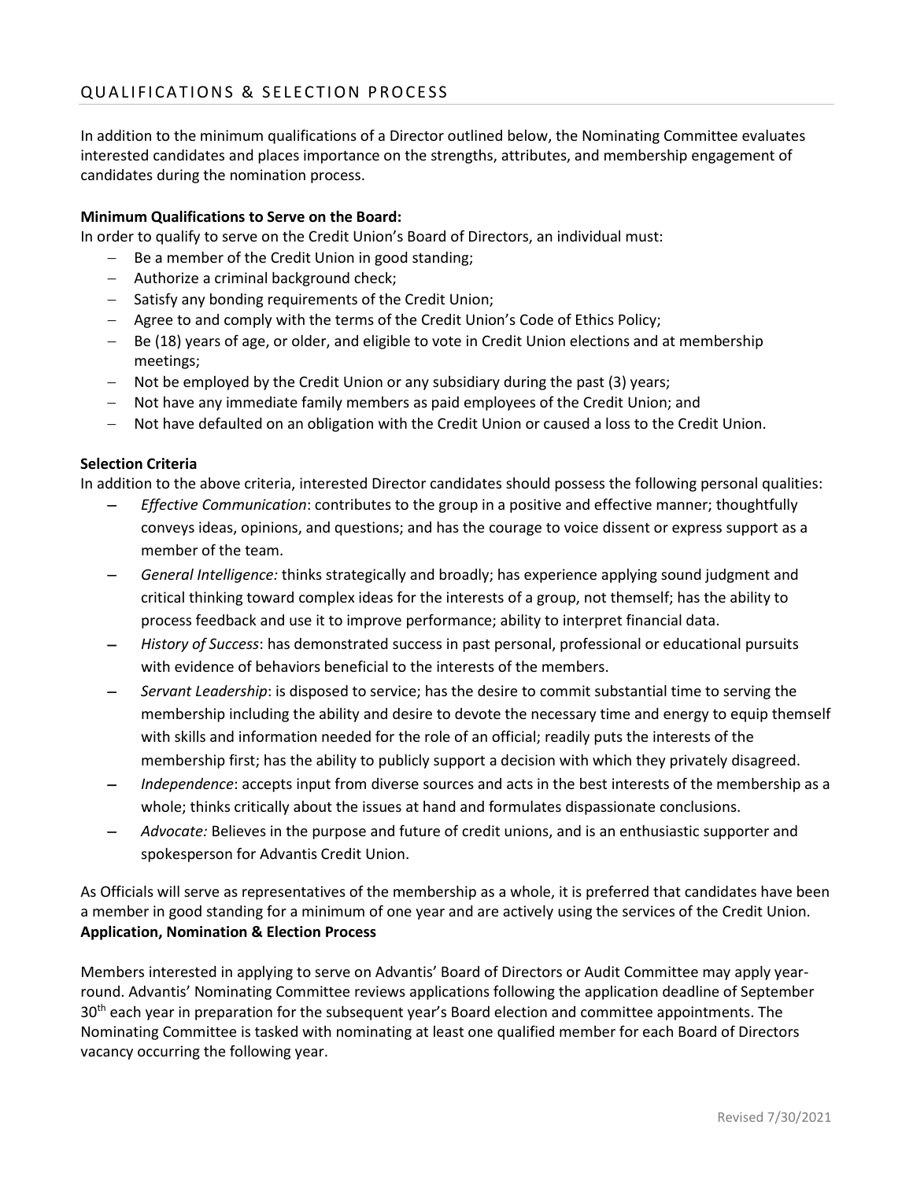## QUALIFICATIONS & SELECTION PROCESS

In addition to the minimum qualifications of a Director outlined below, the Nominating Committee evaluates interested candidates and places importance on the strengths, attributes, and membership engagement of candidates during the nomination process.

**Minimum Qualifications to Serve on the Board:**
In order to qualify to serve on the Credit Union's Board of Directors, an individual must:

- Be a member of the Credit Union in good standing;
- Authorize a criminal background check;
- Satisfy any bonding requirements of the Credit Union;
- Agree to and comply with the terms of the Credit Union's Code of Ethics Policy;
- Be (18) years of age, or older, and eligible to vote in Credit Union elections and at membership meetings;
- Not be employed by the Credit Union or any subsidiary during the past (3) years;
- Not have any immediate family members as paid employees of the Credit Union; and
- Not have defaulted on an obligation with the Credit Union or caused a loss to the Credit Union.

**Selection Criteria**
In addition to the above criteria, interested Director candidates should possess the following personal qualities:

- *Effective Communication*: contributes to the group in a positive and effective manner; thoughtfully conveys ideas, opinions, and questions; and has the courage to voice dissent or express support as a member of the team.
- *General Intelligence:* thinks strategically and broadly; has experience applying sound judgment and critical thinking toward complex ideas for the interests of a group, not themself; has the ability to process feedback and use it to improve performance; ability to interpret financial data.
- *History of Success*: has demonstrated success in past personal, professional or educational pursuits with evidence of behaviors beneficial to the interests of the members.
- *Servant Leadership*: is disposed to service; has the desire to commit substantial time to serving the membership including the ability and desire to devote the necessary time and energy to equip themself with skills and information needed for the role of an official; readily puts the interests of the membership first; has the ability to publicly support a decision with which they privately disagreed.
- *Independence*: accepts input from diverse sources and acts in the best interests of the membership as a whole; thinks critically about the issues at hand and formulates dispassionate conclusions.
- *Advocate:* Believes in the purpose and future of credit unions, and is an enthusiastic supporter and spokesperson for Advantis Credit Union.

As Officials will serve as representatives of the membership as a whole, it is preferred that candidates have been a member in good standing for a minimum of one year and are actively using the services of the Credit Union.

**Application, Nomination & Election Process**

Members interested in applying to serve on Advantis' Board of Directors or Audit Committee may apply year-round. Advantis' Nominating Committee reviews applications following the application deadline of September 30th each year in preparation for the subsequent year's Board election and committee appointments. The Nominating Committee is tasked with nominating at least one qualified member for each Board of Directors vacancy occurring the following year.

Revised 7/30/2021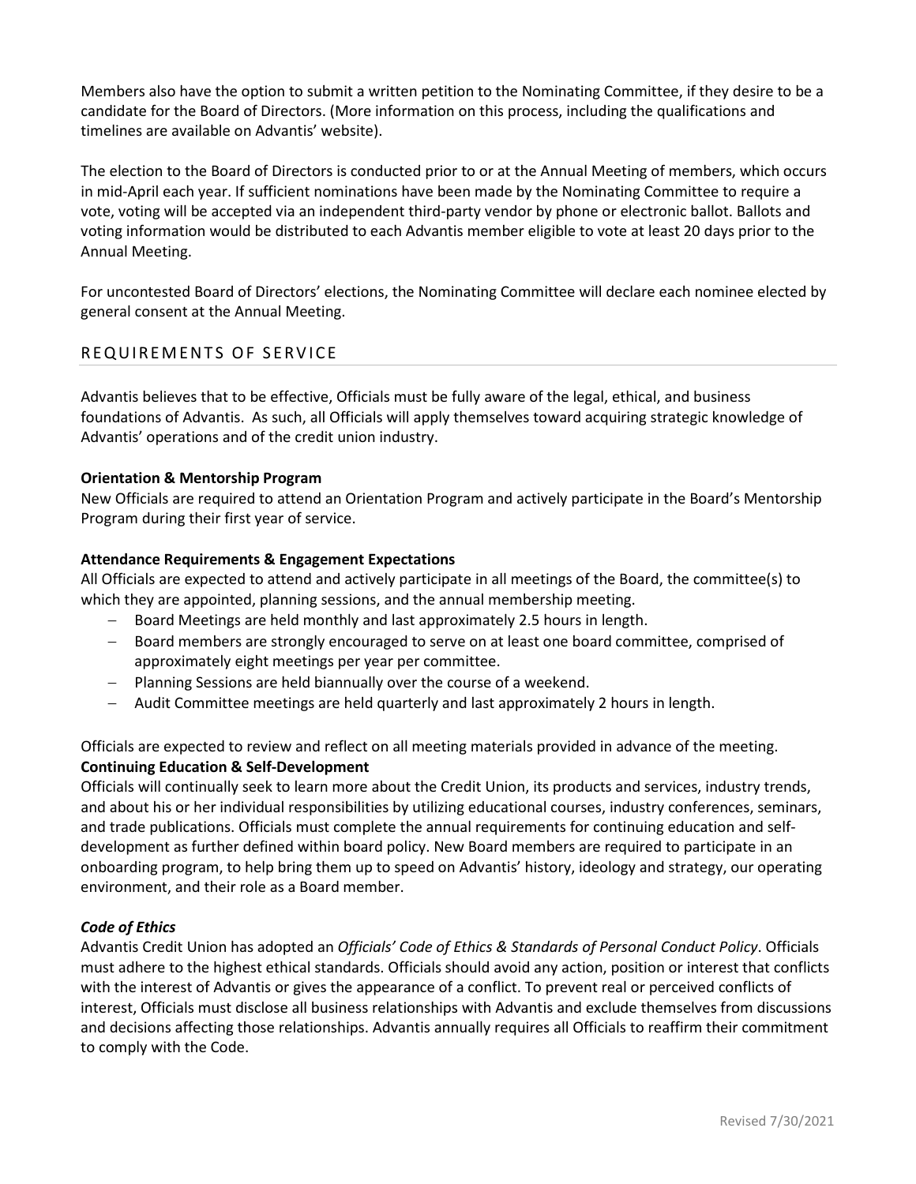Members also have the option to submit a written petition to the Nominating Committee, if they desire to be a candidate for the Board of Directors. (More information on this process, including the qualifications and timelines are available on Advantis' website).

The election to the Board of Directors is conducted prior to or at the Annual Meeting of members, which occurs in mid-April each year. If sufficient nominations have been made by the Nominating Committee to require a vote, voting will be accepted via an independent third-party vendor by phone or electronic ballot. Ballots and voting information would be distributed to each Advantis member eligible to vote at least 20 days prior to the Annual Meeting.

For uncontested Board of Directors' elections, the Nominating Committee will declare each nominee elected by general consent at the Annual Meeting.

## REQUIREMENTS OF SERVICE

Advantis believes that to be effective, Officials must be fully aware of the legal, ethical, and business foundations of Advantis. As such, all Officials will apply themselves toward acquiring strategic knowledge of Advantis' operations and of the credit union industry.

**Orientation & Mentorship Program**

New Officials are required to attend an Orientation Program and actively participate in the Board's Mentorship Program during their first year of service.

**Attendance Requirements & Engagement Expectations**

All Officials are expected to attend and actively participate in all meetings of the Board, the committee(s) to which they are appointed, planning sessions, and the annual membership meeting.

- Board Meetings are held monthly and last approximately 2.5 hours in length.
- Board members are strongly encouraged to serve on at least one board committee, comprised of approximately eight meetings per year per committee.
- Planning Sessions are held biannually over the course of a weekend.
- Audit Committee meetings are held quarterly and last approximately 2 hours in length.

Officials are expected to review and reflect on all meeting materials provided in advance of the meeting.

**Continuing Education & Self-Development**

Officials will continually seek to learn more about the Credit Union, its products and services, industry trends, and about his or her individual responsibilities by utilizing educational courses, industry conferences, seminars, and trade publications. Officials must complete the annual requirements for continuing education and self-development as further defined within board policy. New Board members are required to participate in an onboarding program, to help bring them up to speed on Advantis' history, ideology and strategy, our operating environment, and their role as a Board member.

***Code of Ethics***

Advantis Credit Union has adopted an *Officials' Code of Ethics & Standards of Personal Conduct Policy*. Officials must adhere to the highest ethical standards. Officials should avoid any action, position or interest that conflicts with the interest of Advantis or gives the appearance of a conflict. To prevent real or perceived conflicts of interest, Officials must disclose all business relationships with Advantis and exclude themselves from discussions and decisions affecting those relationships. Advantis annually requires all Officials to reaffirm their commitment to comply with the Code.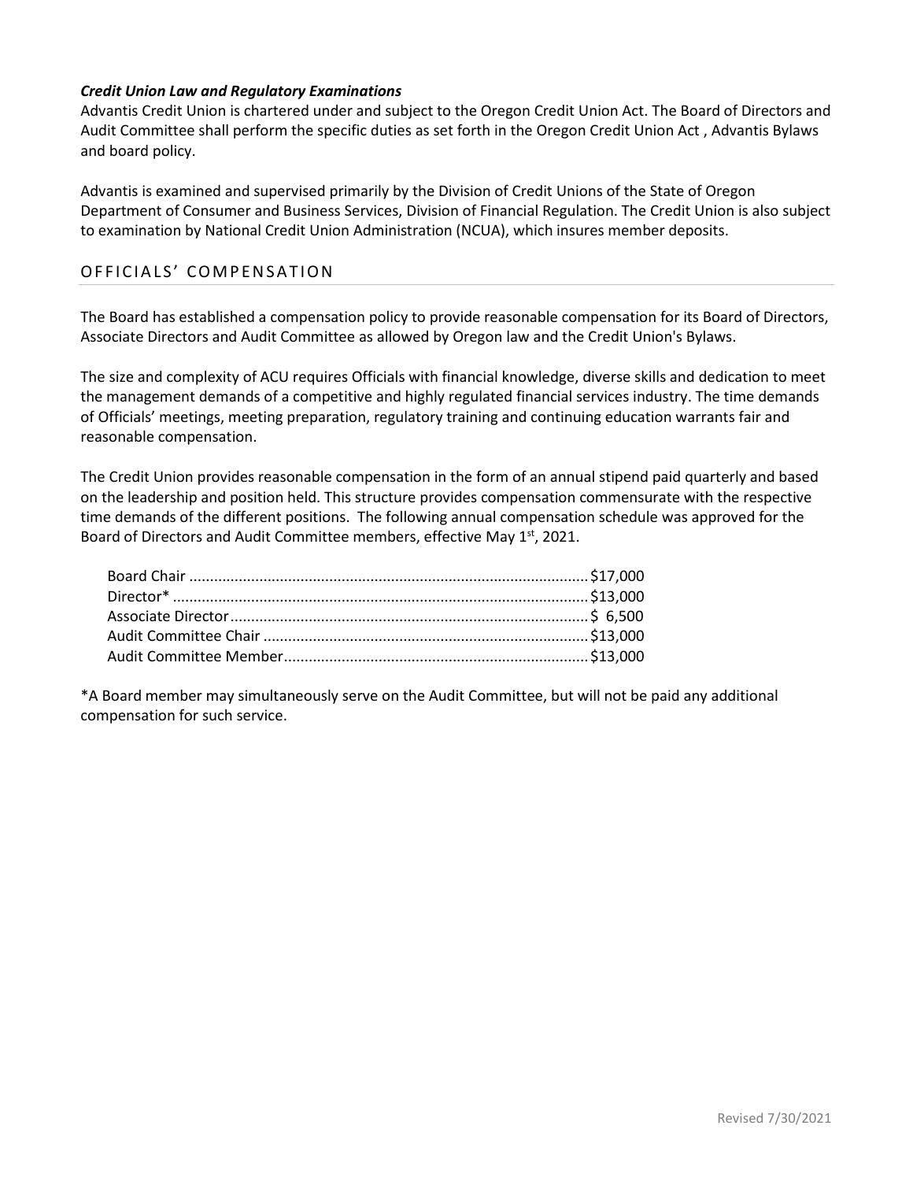***Credit Union Law and Regulatory Examinations***

Advantis Credit Union is chartered under and subject to the Oregon Credit Union Act. The Board of Directors and Audit Committee shall perform the specific duties as set forth in the Oregon Credit Union Act , Advantis Bylaws and board policy.

Advantis is examined and supervised primarily by the Division of Credit Unions of the State of Oregon Department of Consumer and Business Services, Division of Financial Regulation. The Credit Union is also subject to examination by National Credit Union Administration (NCUA), which insures member deposits.

## OFFICIALS' COMPENSATION

The Board has established a compensation policy to provide reasonable compensation for its Board of Directors, Associate Directors and Audit Committee as allowed by Oregon law and the Credit Union's Bylaws.

The size and complexity of ACU requires Officials with financial knowledge, diverse skills and dedication to meet the management demands of a competitive and highly regulated financial services industry. The time demands of Officials' meetings, meeting preparation, regulatory training and continuing education warrants fair and reasonable compensation.

The Credit Union provides reasonable compensation in the form of an annual stipend paid quarterly and based on the leadership and position held. This structure provides compensation commensurate with the respective time demands of the different positions. The following annual compensation schedule was approved for the Board of Directors and Audit Committee members, effective May 1st, 2021.

| Position | Compensation |
|---|---|
| Board Chair | $17,000 |
| Director* | $13,000 |
| Associate Director | $ 6,500 |
| Audit Committee Chair | $13,000 |
| Audit Committee Member | $13,000 |

*A Board member may simultaneously serve on the Audit Committee, but will not be paid any additional compensation for such service.

Revised 7/30/2021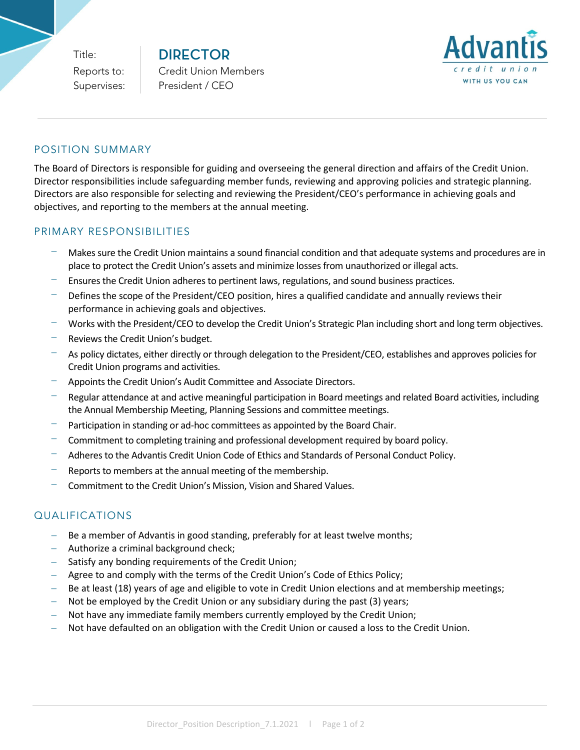Title: **DIRECTOR**
Reports to: Credit Union Members
Supervises: President / CEO

Advantis credit union
WITH US YOU CAN

## POSITION SUMMARY

The Board of Directors is responsible for guiding and overseeing the general direction and affairs of the Credit Union. Director responsibilities include safeguarding member funds, reviewing and approving policies and strategic planning. Directors are also responsible for selecting and reviewing the President/CEO's performance in achieving goals and objectives, and reporting to the members at the annual meeting.

## PRIMARY RESPONSIBILITIES

- Makes sure the Credit Union maintains a sound financial condition and that adequate systems and procedures are in place to protect the Credit Union's assets and minimize losses from unauthorized or illegal acts.
- Ensures the Credit Union adheres to pertinent laws, regulations, and sound business practices.
- Defines the scope of the President/CEO position, hires a qualified candidate and annually reviews their performance in achieving goals and objectives.
- Works with the President/CEO to develop the Credit Union's Strategic Plan including short and long term objectives.
- Reviews the Credit Union's budget.
- As policy dictates, either directly or through delegation to the President/CEO, establishes and approves policies for Credit Union programs and activities.
- Appoints the Credit Union's Audit Committee and Associate Directors.
- Regular attendance at and active meaningful participation in Board meetings and related Board activities, including the Annual Membership Meeting, Planning Sessions and committee meetings.
- Participation in standing or ad-hoc committees as appointed by the Board Chair.
- Commitment to completing training and professional development required by board policy.
- Adheres to the Advantis Credit Union Code of Ethics and Standards of Personal Conduct Policy.
- Reports to members at the annual meeting of the membership.
- Commitment to the Credit Union's Mission, Vision and Shared Values.

## QUALIFICATIONS

- Be a member of Advantis in good standing, preferably for at least twelve months;
- Authorize a criminal background check;
- Satisfy any bonding requirements of the Credit Union;
- Agree to and comply with the terms of the Credit Union's Code of Ethics Policy;
- Be at least (18) years of age and eligible to vote in Credit Union elections and at membership meetings;
- Not be employed by the Credit Union or any subsidiary during the past (3) years;
- Not have any immediate family members currently employed by the Credit Union;
- Not have defaulted on an obligation with the Credit Union or caused a loss to the Credit Union.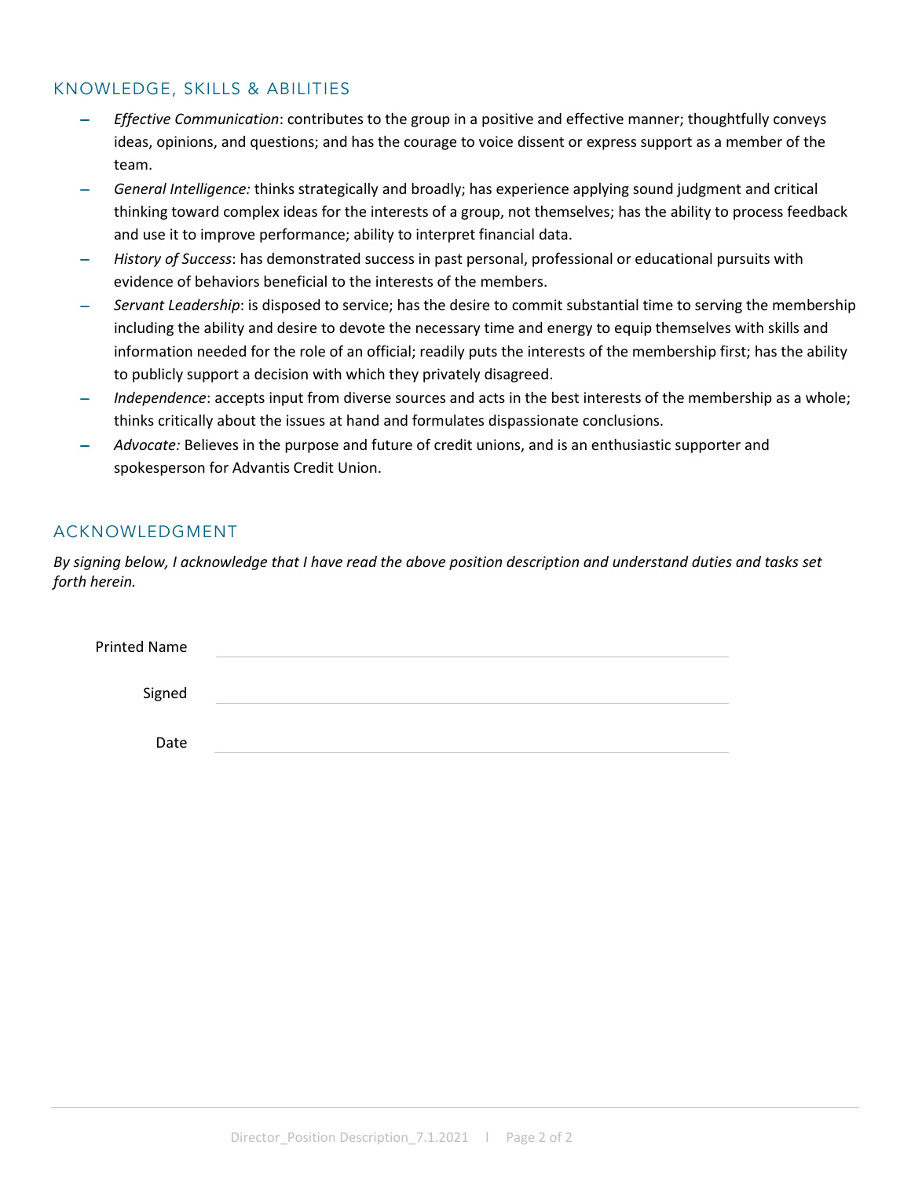## KNOWLEDGE, SKILLS & ABILITIES

- *Effective Communication*: contributes to the group in a positive and effective manner; thoughtfully conveys ideas, opinions, and questions; and has the courage to voice dissent or express support as a member of the team.
- *General Intelligence:* thinks strategically and broadly; has experience applying sound judgment and critical thinking toward complex ideas for the interests of a group, not themselves; has the ability to process feedback and use it to improve performance; ability to interpret financial data.
- *History of Success*: has demonstrated success in past personal, professional or educational pursuits with evidence of behaviors beneficial to the interests of the members.
- *Servant Leadership*: is disposed to service; has the desire to commit substantial time to serving the membership including the ability and desire to devote the necessary time and energy to equip themselves with skills and information needed for the role of an official; readily puts the interests of the membership first; has the ability to publicly support a decision with which they privately disagreed.
- *Independence*: accepts input from diverse sources and acts in the best interests of the membership as a whole; thinks critically about the issues at hand and formulates dispassionate conclusions.
- *Advocate:* Believes in the purpose and future of credit unions, and is an enthusiastic supporter and spokesperson for Advantis Credit Union.

## ACKNOWLEDGMENT

*By signing below, I acknowledge that I have read the above position description and understand duties and tasks set forth herein.*

Printed Name ______________________________

Signed ______________________________

Date ______________________________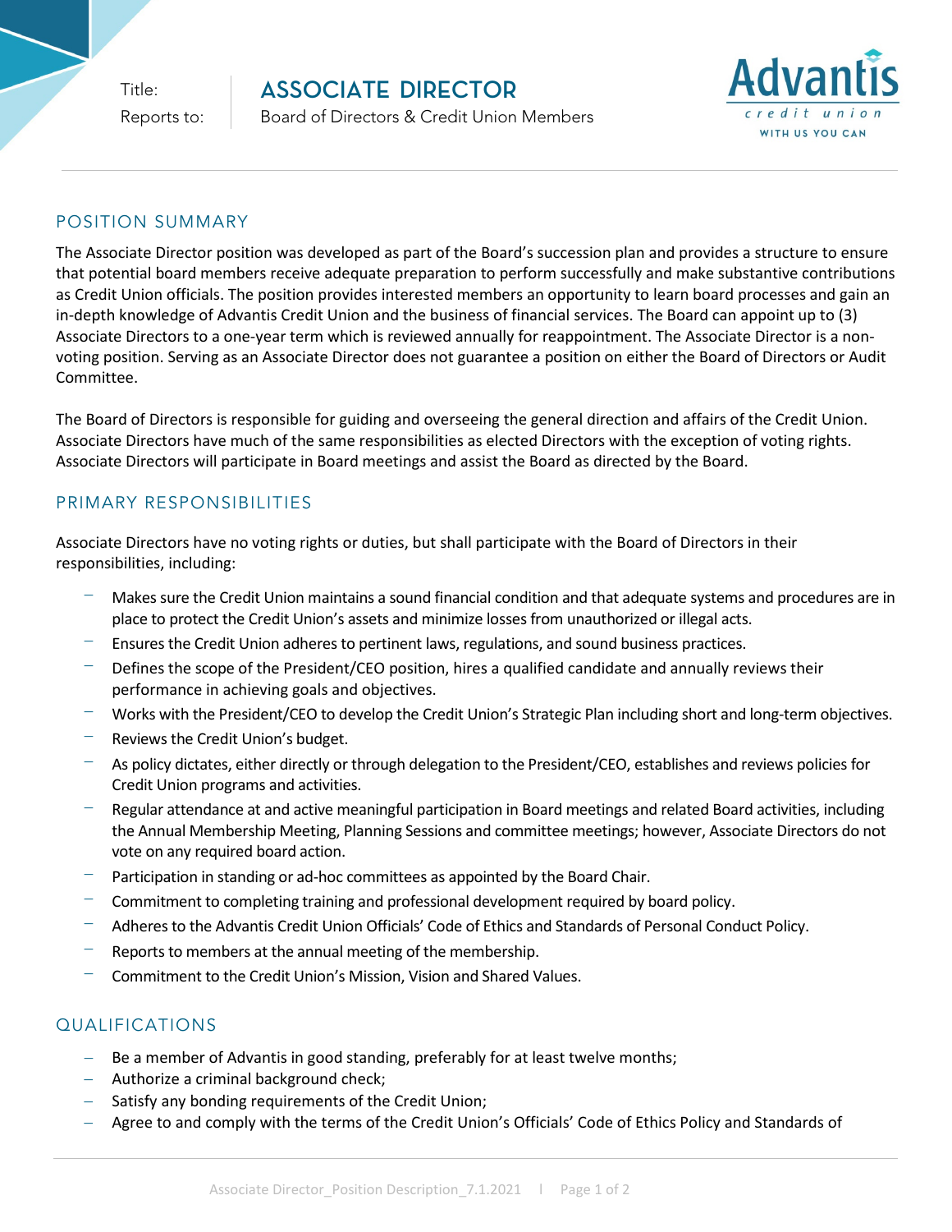Title: **ASSOCIATE DIRECTOR**

Reports to: Board of Directors & Credit Union Members

## POSITION SUMMARY

The Associate Director position was developed as part of the Board's succession plan and provides a structure to ensure that potential board members receive adequate preparation to perform successfully and make substantive contributions as Credit Union officials. The position provides interested members an opportunity to learn board processes and gain an in-depth knowledge of Advantis Credit Union and the business of financial services. The Board can appoint up to (3) Associate Directors to a one-year term which is reviewed annually for reappointment. The Associate Director is a non-voting position. Serving as an Associate Director does not guarantee a position on either the Board of Directors or Audit Committee.

The Board of Directors is responsible for guiding and overseeing the general direction and affairs of the Credit Union. Associate Directors have much of the same responsibilities as elected Directors with the exception of voting rights. Associate Directors will participate in Board meetings and assist the Board as directed by the Board.

## PRIMARY RESPONSIBILITIES

Associate Directors have no voting rights or duties, but shall participate with the Board of Directors in their responsibilities, including:

- Makes sure the Credit Union maintains a sound financial condition and that adequate systems and procedures are in place to protect the Credit Union's assets and minimize losses from unauthorized or illegal acts.
- Ensures the Credit Union adheres to pertinent laws, regulations, and sound business practices.
- Defines the scope of the President/CEO position, hires a qualified candidate and annually reviews their performance in achieving goals and objectives.
- Works with the President/CEO to develop the Credit Union's Strategic Plan including short and long-term objectives.
- Reviews the Credit Union's budget.
- As policy dictates, either directly or through delegation to the President/CEO, establishes and reviews policies for Credit Union programs and activities.
- Regular attendance at and active meaningful participation in Board meetings and related Board activities, including the Annual Membership Meeting, Planning Sessions and committee meetings; however, Associate Directors do not vote on any required board action.
- Participation in standing or ad-hoc committees as appointed by the Board Chair.
- Commitment to completing training and professional development required by board policy.
- Adheres to the Advantis Credit Union Officials' Code of Ethics and Standards of Personal Conduct Policy.
- Reports to members at the annual meeting of the membership.
- Commitment to the Credit Union's Mission, Vision and Shared Values.

## QUALIFICATIONS

- Be a member of Advantis in good standing, preferably for at least twelve months;
- Authorize a criminal background check;
- Satisfy any bonding requirements of the Credit Union;
- Agree to and comply with the terms of the Credit Union's Officials' Code of Ethics Policy and Standards of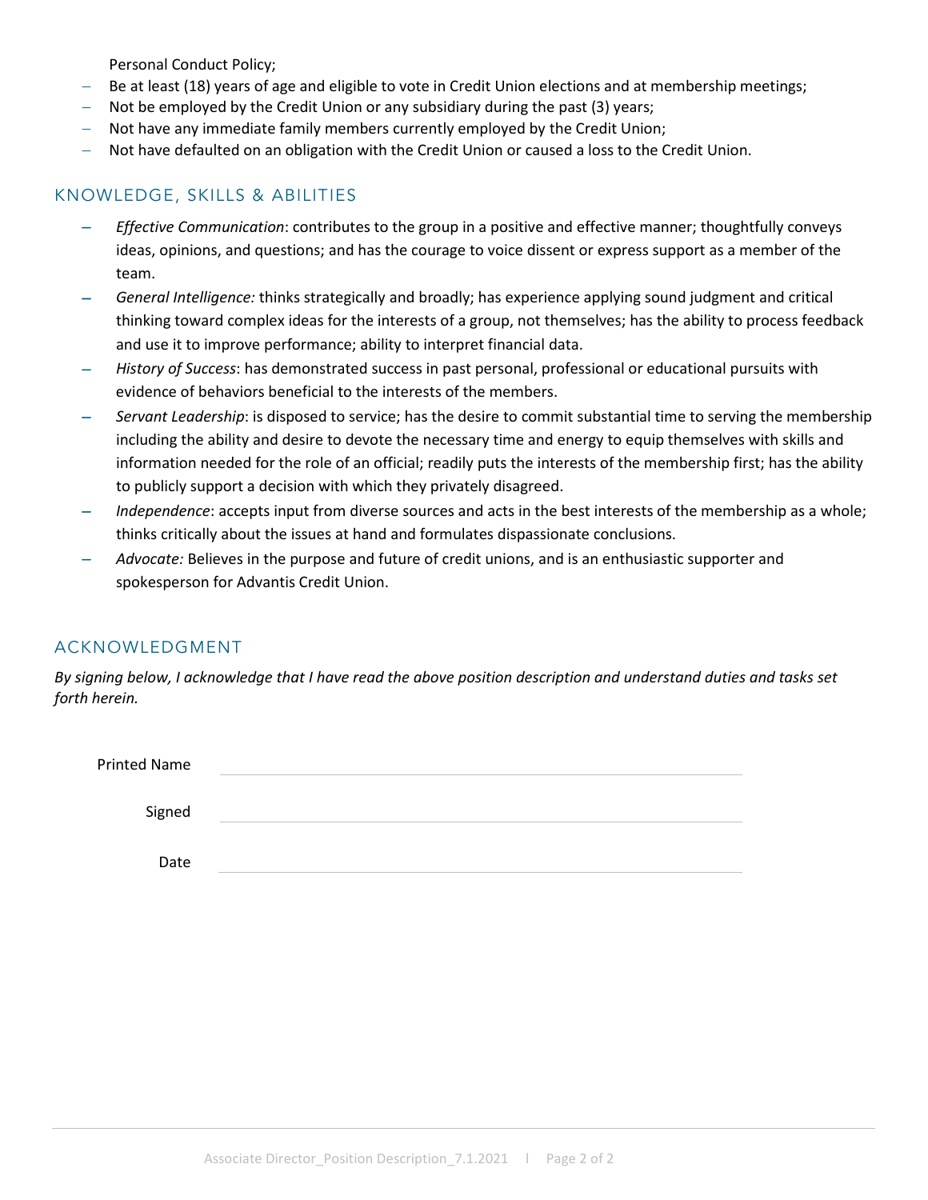Personal Conduct Policy;

- Be at least (18) years of age and eligible to vote in Credit Union elections and at membership meetings;
- Not be employed by the Credit Union or any subsidiary during the past (3) years;
- Not have any immediate family members currently employed by the Credit Union;
- Not have defaulted on an obligation with the Credit Union or caused a loss to the Credit Union.

## KNOWLEDGE, SKILLS & ABILITIES

- *Effective Communication*: contributes to the group in a positive and effective manner; thoughtfully conveys ideas, opinions, and questions; and has the courage to voice dissent or express support as a member of the team.
- *General Intelligence:* thinks strategically and broadly; has experience applying sound judgment and critical thinking toward complex ideas for the interests of a group, not themselves; has the ability to process feedback and use it to improve performance; ability to interpret financial data.
- *History of Success*: has demonstrated success in past personal, professional or educational pursuits with evidence of behaviors beneficial to the interests of the members.
- *Servant Leadership*: is disposed to service; has the desire to commit substantial time to serving the membership including the ability and desire to devote the necessary time and energy to equip themselves with skills and information needed for the role of an official; readily puts the interests of the membership first; has the ability to publicly support a decision with which they privately disagreed.
- *Independence*: accepts input from diverse sources and acts in the best interests of the membership as a whole; thinks critically about the issues at hand and formulates dispassionate conclusions.
- *Advocate:* Believes in the purpose and future of credit unions, and is an enthusiastic supporter and spokesperson for Advantis Credit Union.

## ACKNOWLEDGMENT

*By signing below, I acknowledge that I have read the above position description and understand duties and tasks set forth herein.*

Printed Name ____________________________________

Signed ____________________________________

Date ____________________________________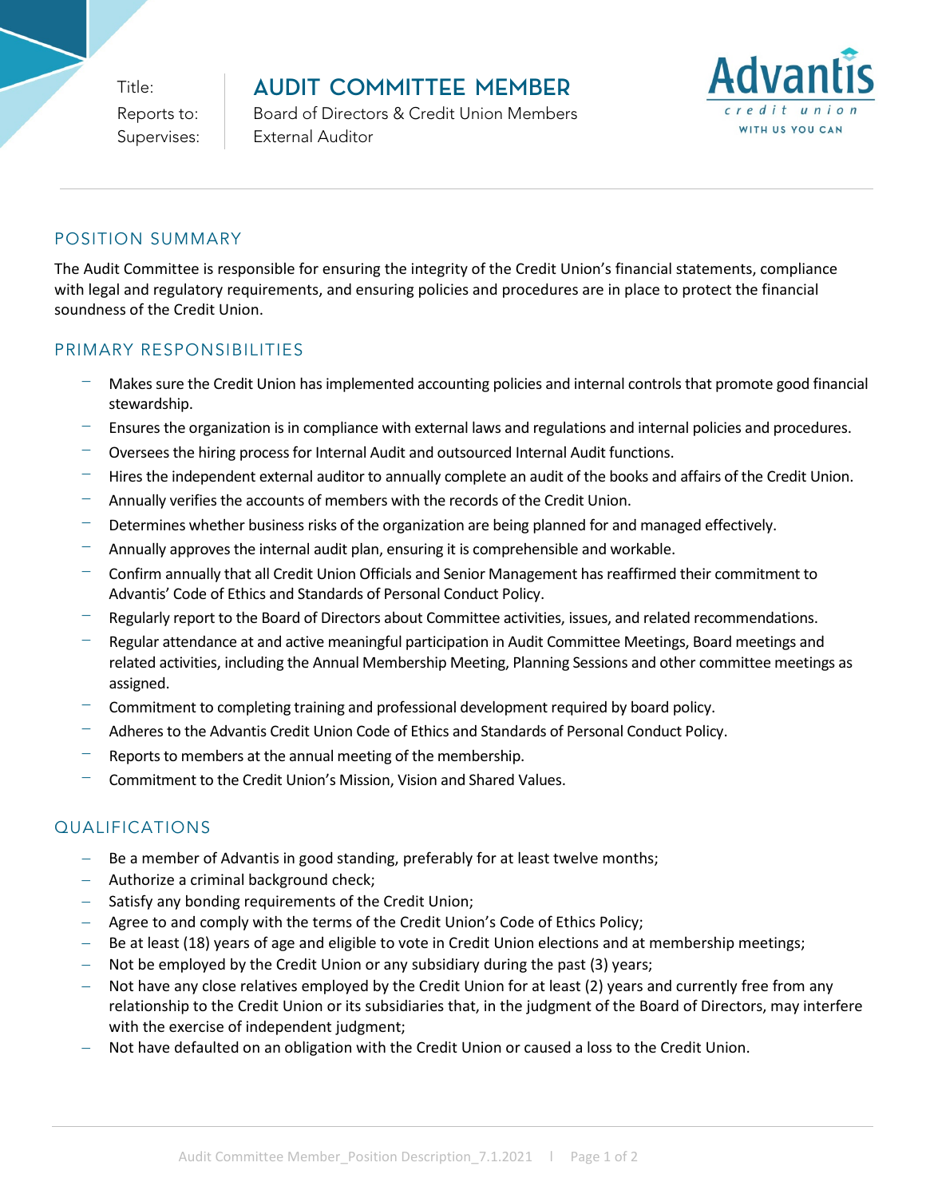| Title: | AUDIT COMMITTEE MEMBER |
| --- | --- |
| Reports to: | Board of Directors & Credit Union Members |
| Supervises: | External Auditor |

Advantis credit union WITH US YOU CAN

## POSITION SUMMARY

The Audit Committee is responsible for ensuring the integrity of the Credit Union's financial statements, compliance with legal and regulatory requirements, and ensuring policies and procedures are in place to protect the financial soundness of the Credit Union.

## PRIMARY RESPONSIBILITIES

- Makes sure the Credit Union has implemented accounting policies and internal controls that promote good financial stewardship.
- Ensures the organization is in compliance with external laws and regulations and internal policies and procedures.
- Oversees the hiring process for Internal Audit and outsourced Internal Audit functions.
- Hires the independent external auditor to annually complete an audit of the books and affairs of the Credit Union.
- Annually verifies the accounts of members with the records of the Credit Union.
- Determines whether business risks of the organization are being planned for and managed effectively.
- Annually approves the internal audit plan, ensuring it is comprehensible and workable.
- Confirm annually that all Credit Union Officials and Senior Management has reaffirmed their commitment to Advantis' Code of Ethics and Standards of Personal Conduct Policy.
- Regularly report to the Board of Directors about Committee activities, issues, and related recommendations.
- Regular attendance at and active meaningful participation in Audit Committee Meetings, Board meetings and related activities, including the Annual Membership Meeting, Planning Sessions and other committee meetings as assigned.
- Commitment to completing training and professional development required by board policy.
- Adheres to the Advantis Credit Union Code of Ethics and Standards of Personal Conduct Policy.
- Reports to members at the annual meeting of the membership.
- Commitment to the Credit Union's Mission, Vision and Shared Values.

## QUALIFICATIONS

- Be a member of Advantis in good standing, preferably for at least twelve months;
- Authorize a criminal background check;
- Satisfy any bonding requirements of the Credit Union;
- Agree to and comply with the terms of the Credit Union's Code of Ethics Policy;
- Be at least (18) years of age and eligible to vote in Credit Union elections and at membership meetings;
- Not be employed by the Credit Union or any subsidiary during the past (3) years;
- Not have any close relatives employed by the Credit Union for at least (2) years and currently free from any relationship to the Credit Union or its subsidiaries that, in the judgment of the Board of Directors, may interfere with the exercise of independent judgment;
- Not have defaulted on an obligation with the Credit Union or caused a loss to the Credit Union.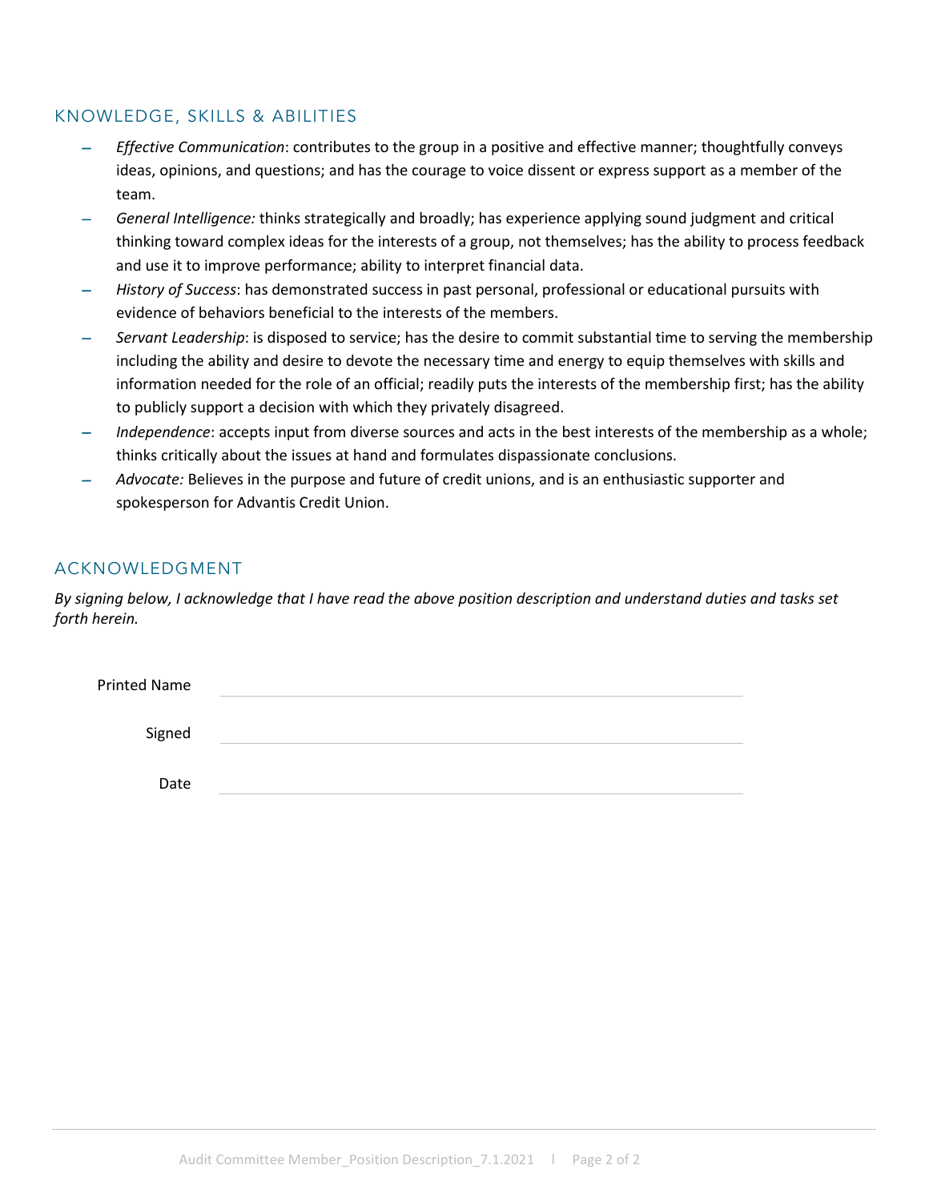## KNOWLEDGE, SKILLS & ABILITIES

- *Effective Communication*: contributes to the group in a positive and effective manner; thoughtfully conveys ideas, opinions, and questions; and has the courage to voice dissent or express support as a member of the team.
- *General Intelligence:* thinks strategically and broadly; has experience applying sound judgment and critical thinking toward complex ideas for the interests of a group, not themselves; has the ability to process feedback and use it to improve performance; ability to interpret financial data.
- *History of Success*: has demonstrated success in past personal, professional or educational pursuits with evidence of behaviors beneficial to the interests of the members.
- *Servant Leadership*: is disposed to service; has the desire to commit substantial time to serving the membership including the ability and desire to devote the necessary time and energy to equip themselves with skills and information needed for the role of an official; readily puts the interests of the membership first; has the ability to publicly support a decision with which they privately disagreed.
- *Independence*: accepts input from diverse sources and acts in the best interests of the membership as a whole; thinks critically about the issues at hand and formulates dispassionate conclusions.
- *Advocate:* Believes in the purpose and future of credit unions, and is an enthusiastic supporter and spokesperson for Advantis Credit Union.

## ACKNOWLEDGMENT

*By signing below, I acknowledge that I have read the above position description and understand duties and tasks set forth herein.*

Printed Name ______________________________

Signed ______________________________

Date ______________________________